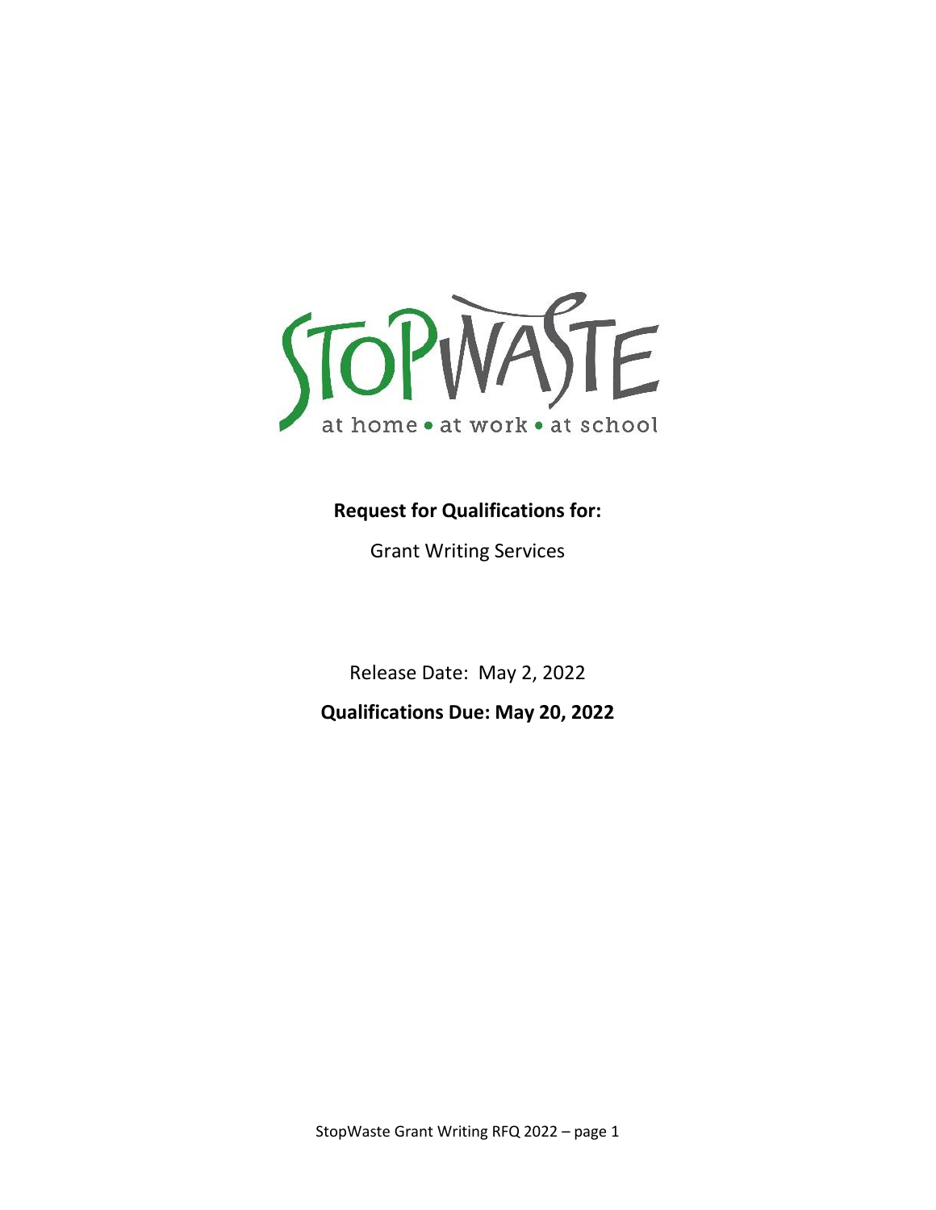STOPWASTE

at home • at work • at school

**Request for Qualifications for:**

Grant Writing Services

Release Date: May 2, 2022

**Qualifications Due: May 20, 2022**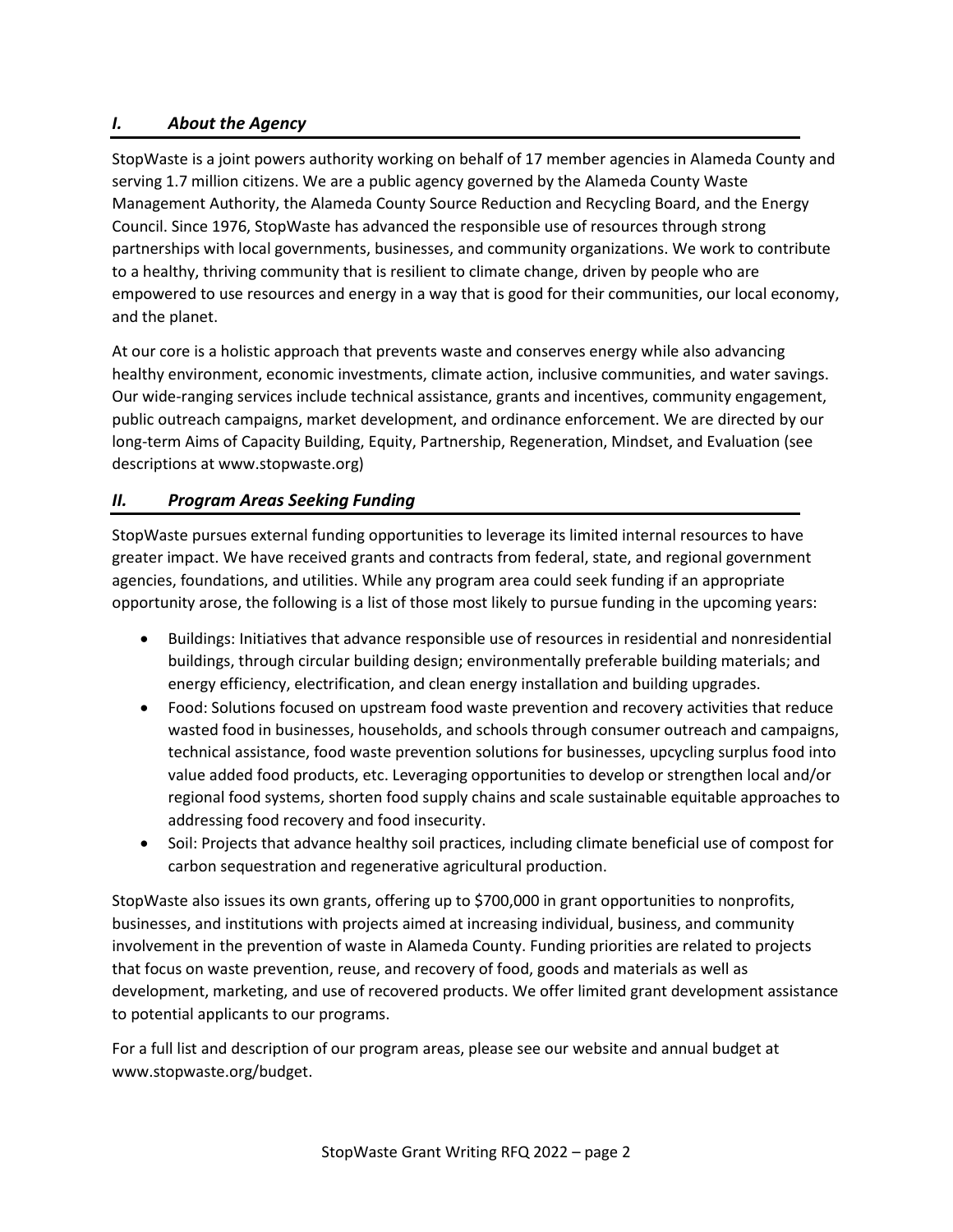## *I. About the Agency*

StopWaste is a joint powers authority working on behalf of 17 member agencies in Alameda County and serving 1.7 million citizens. We are a public agency governed by the Alameda County Waste Management Authority, the Alameda County Source Reduction and Recycling Board, and the Energy Council. Since 1976, StopWaste has advanced the responsible use of resources through strong partnerships with local governments, businesses, and community organizations. We work to contribute to a healthy, thriving community that is resilient to climate change, driven by people who are empowered to use resources and energy in a way that is good for their communities, our local economy, and the planet.

At our core is a holistic approach that prevents waste and conserves energy while also advancing healthy environment, economic investments, climate action, inclusive communities, and water savings. Our wide-ranging services include technical assistance, grants and incentives, community engagement, public outreach campaigns, market development, and ordinance enforcement. We are directed by our long-term Aims of Capacity Building, Equity, Partnership, Regeneration, Mindset, and Evaluation (see descriptions at www.stopwaste.org)

## *II. Program Areas Seeking Funding*

StopWaste pursues external funding opportunities to leverage its limited internal resources to have greater impact. We have received grants and contracts from federal, state, and regional government agencies, foundations, and utilities. While any program area could seek funding if an appropriate opportunity arose, the following is a list of those most likely to pursue funding in the upcoming years:

- Buildings: Initiatives that advance responsible use of resources in residential and nonresidential buildings, through circular building design; environmentally preferable building materials; and energy efficiency, electrification, and clean energy installation and building upgrades.
- Food: Solutions focused on upstream food waste prevention and recovery activities that reduce wasted food in businesses, households, and schools through consumer outreach and campaigns, technical assistance, food waste prevention solutions for businesses, upcycling surplus food into value added food products, etc. Leveraging opportunities to develop or strengthen local and/or regional food systems, shorten food supply chains and scale sustainable equitable approaches to addressing food recovery and food insecurity.
- Soil: Projects that advance healthy soil practices, including climate beneficial use of compost for carbon sequestration and regenerative agricultural production.

StopWaste also issues its own grants, offering up to $700,000 in grant opportunities to nonprofits, businesses, and institutions with projects aimed at increasing individual, business, and community involvement in the prevention of waste in Alameda County. Funding priorities are related to projects that focus on waste prevention, reuse, and recovery of food, goods and materials as well as development, marketing, and use of recovered products. We offer limited grant development assistance to potential applicants to our programs.

For a full list and description of our program areas, please see our website and annual budget at www.stopwaste.org/budget.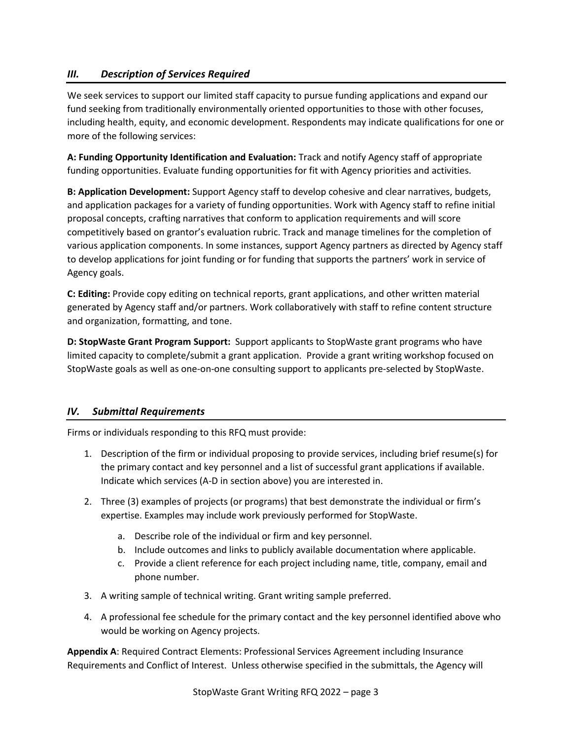## *III. Description of Services Required*

We seek services to support our limited staff capacity to pursue funding applications and expand our fund seeking from traditionally environmentally oriented opportunities to those with other focuses, including health, equity, and economic development. Respondents may indicate qualifications for one or more of the following services:

**A: Funding Opportunity Identification and Evaluation:** Track and notify Agency staff of appropriate funding opportunities. Evaluate funding opportunities for fit with Agency priorities and activities.

**B: Application Development:** Support Agency staff to develop cohesive and clear narratives, budgets, and application packages for a variety of funding opportunities. Work with Agency staff to refine initial proposal concepts, crafting narratives that conform to application requirements and will score competitively based on grantor's evaluation rubric. Track and manage timelines for the completion of various application components. In some instances, support Agency partners as directed by Agency staff to develop applications for joint funding or for funding that supports the partners' work in service of Agency goals.

**C: Editing:** Provide copy editing on technical reports, grant applications, and other written material generated by Agency staff and/or partners. Work collaboratively with staff to refine content structure and organization, formatting, and tone.

**D: StopWaste Grant Program Support:** Support applicants to StopWaste grant programs who have limited capacity to complete/submit a grant application. Provide a grant writing workshop focused on StopWaste goals as well as one-on-one consulting support to applicants pre-selected by StopWaste.

## *IV. Submittal Requirements*

Firms or individuals responding to this RFQ must provide:

1. Description of the firm or individual proposing to provide services, including brief resume(s) for the primary contact and key personnel and a list of successful grant applications if available. Indicate which services (A-D in section above) you are interested in.
2. Three (3) examples of projects (or programs) that best demonstrate the individual or firm's expertise. Examples may include work previously performed for StopWaste.
    a. Describe role of the individual or firm and key personnel.
    b. Include outcomes and links to publicly available documentation where applicable.
    c. Provide a client reference for each project including name, title, company, email and phone number.
3. A writing sample of technical writing. Grant writing sample preferred.
4. A professional fee schedule for the primary contact and the key personnel identified above who would be working on Agency projects.

**Appendix A**: Required Contract Elements: Professional Services Agreement including Insurance Requirements and Conflict of Interest. Unless otherwise specified in the submittals, the Agency will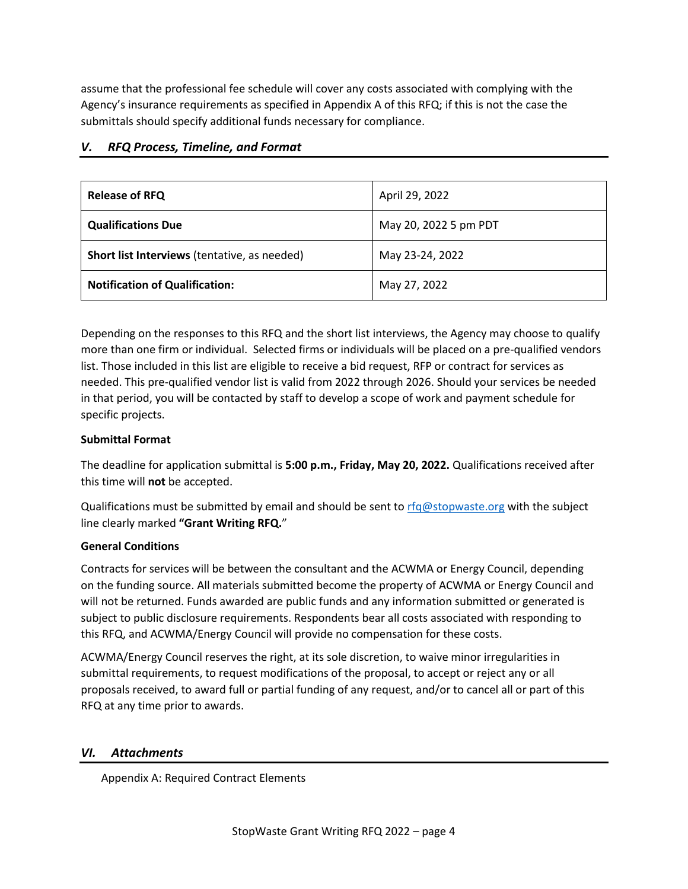assume that the professional fee schedule will cover any costs associated with complying with the Agency's insurance requirements as specified in Appendix A of this RFQ; if this is not the case the submittals should specify additional funds necessary for compliance.

## *V. RFQ Process, Timeline, and Format*

| **Release of RFQ** | April 29, 2022 |
|---|---|
| **Qualifications Due** | May 20, 2022 5 pm PDT |
| **Short list Interviews** (tentative, as needed) | May 23-24, 2022 |
| **Notification of Qualification:** | May 27, 2022 |

Depending on the responses to this RFQ and the short list interviews, the Agency may choose to qualify more than one firm or individual. Selected firms or individuals will be placed on a pre-qualified vendors list. Those included in this list are eligible to receive a bid request, RFP or contract for services as needed. This pre-qualified vendor list is valid from 2022 through 2026. Should your services be needed in that period, you will be contacted by staff to develop a scope of work and payment schedule for specific projects.

**Submittal Format**

The deadline for application submittal is **5:00 p.m., Friday, May 20, 2022.** Qualifications received after this time will **not** be accepted.

Qualifications must be submitted by email and should be sent to rfq@stopwaste.org with the subject line clearly marked **"Grant Writing RFQ.**"

**General Conditions**

Contracts for services will be between the consultant and the ACWMA or Energy Council, depending on the funding source. All materials submitted become the property of ACWMA or Energy Council and will not be returned. Funds awarded are public funds and any information submitted or generated is subject to public disclosure requirements. Respondents bear all costs associated with responding to this RFQ, and ACWMA/Energy Council will provide no compensation for these costs.

ACWMA/Energy Council reserves the right, at its sole discretion, to waive minor irregularities in submittal requirements, to request modifications of the proposal, to accept or reject any or all proposals received, to award full or partial funding of any request, and/or to cancel all or part of this RFQ at any time prior to awards.

## *VI. Attachments*

Appendix A: Required Contract Elements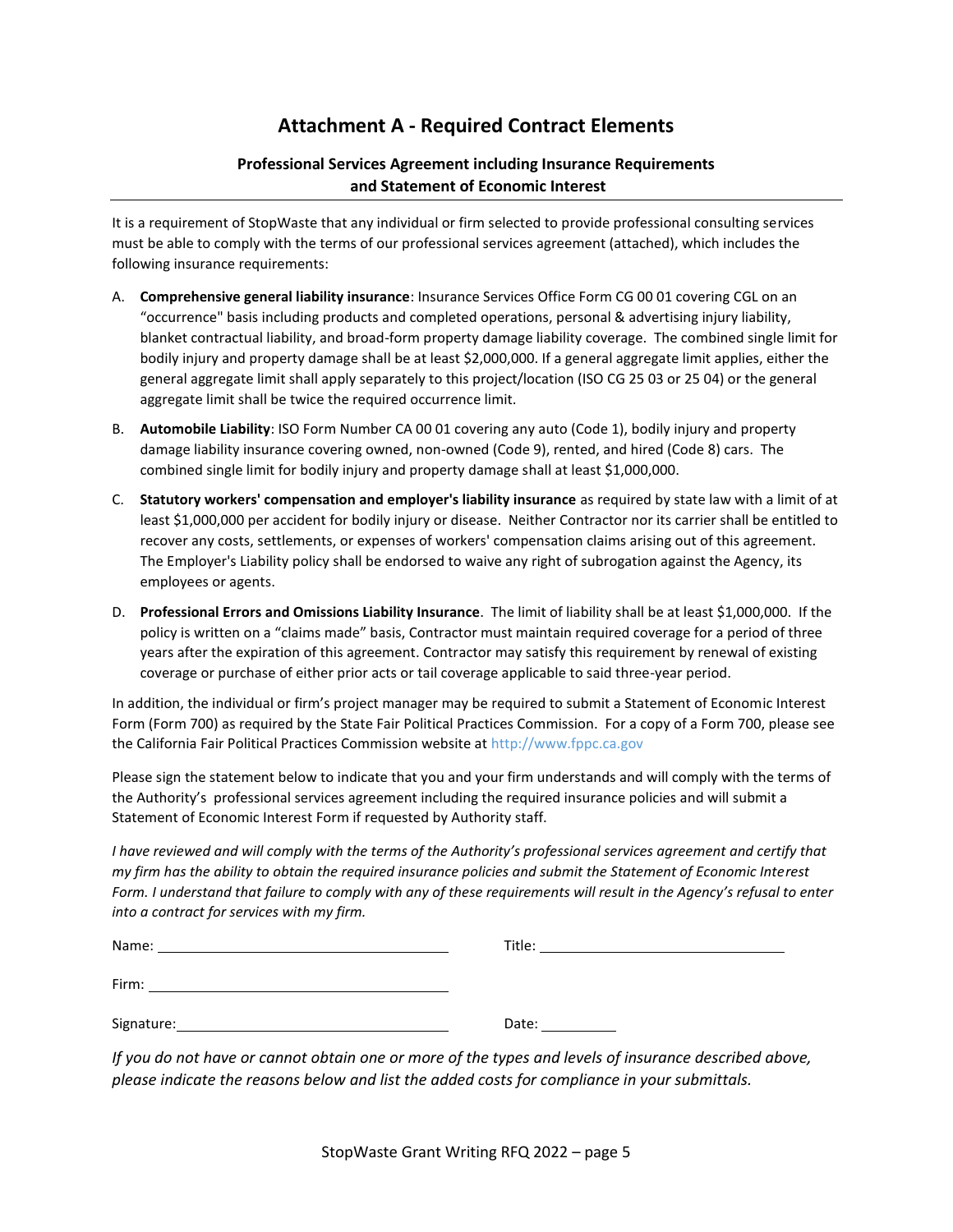# Attachment A - Required Contract Elements

### Professional Services Agreement including Insurance Requirements and Statement of Economic Interest

It is a requirement of StopWaste that any individual or firm selected to provide professional consulting services must be able to comply with the terms of our professional services agreement (attached), which includes the following insurance requirements:

A. **Comprehensive general liability insurance**: Insurance Services Office Form CG 00 01 covering CGL on an "occurrence" basis including products and completed operations, personal & advertising injury liability, blanket contractual liability, and broad-form property damage liability coverage. The combined single limit for bodily injury and property damage shall be at least $2,000,000. If a general aggregate limit applies, either the general aggregate limit shall apply separately to this project/location (ISO CG 25 03 or 25 04) or the general aggregate limit shall be twice the required occurrence limit.

B. **Automobile Liability**: ISO Form Number CA 00 01 covering any auto (Code 1), bodily injury and property damage liability insurance covering owned, non-owned (Code 9), rented, and hired (Code 8) cars. The combined single limit for bodily injury and property damage shall at least $1,000,000.

C. **Statutory workers' compensation and employer's liability insurance** as required by state law with a limit of at least $1,000,000 per accident for bodily injury or disease. Neither Contractor nor its carrier shall be entitled to recover any costs, settlements, or expenses of workers' compensation claims arising out of this agreement. The Employer's Liability policy shall be endorsed to waive any right of subrogation against the Agency, its employees or agents.

D. **Professional Errors and Omissions Liability Insurance**. The limit of liability shall be at least $1,000,000. If the policy is written on a "claims made" basis, Contractor must maintain required coverage for a period of three years after the expiration of this agreement. Contractor may satisfy this requirement by renewal of existing coverage or purchase of either prior acts or tail coverage applicable to said three-year period.

In addition, the individual or firm's project manager may be required to submit a Statement of Economic Interest Form (Form 700) as required by the State Fair Political Practices Commission. For a copy of a Form 700, please see the California Fair Political Practices Commission website at http://www.fppc.ca.gov

Please sign the statement below to indicate that you and your firm understands and will comply with the terms of the Authority's professional services agreement including the required insurance policies and will submit a Statement of Economic Interest Form if requested by Authority staff.

*I have reviewed and will comply with the terms of the Authority's professional services agreement and certify that my firm has the ability to obtain the required insurance policies and submit the Statement of Economic Interest Form. I understand that failure to comply with any of these requirements will result in the Agency's refusal to enter into a contract for services with my firm.*

Name: ______________________________ Title: ______________________________

Firm: ______________________________

Signature: ______________________________ Date: __________

*If you do not have or cannot obtain one or more of the types and levels of insurance described above, please indicate the reasons below and list the added costs for compliance in your submittals.*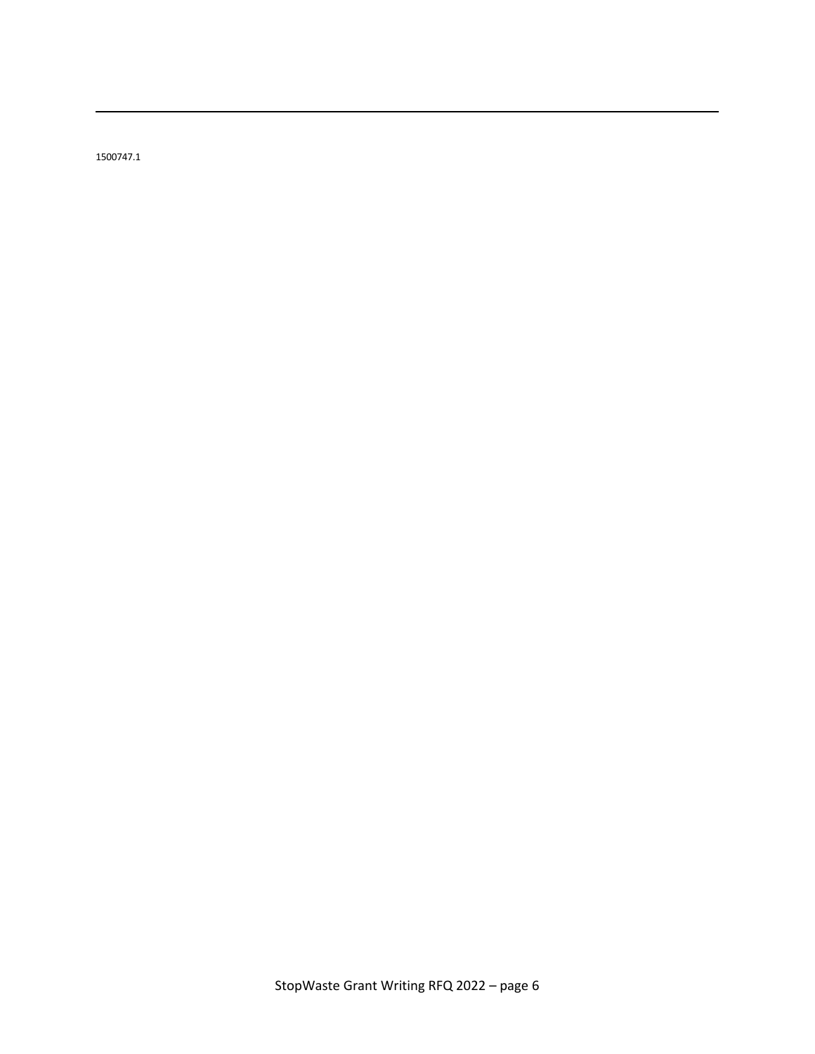---

1500747.1